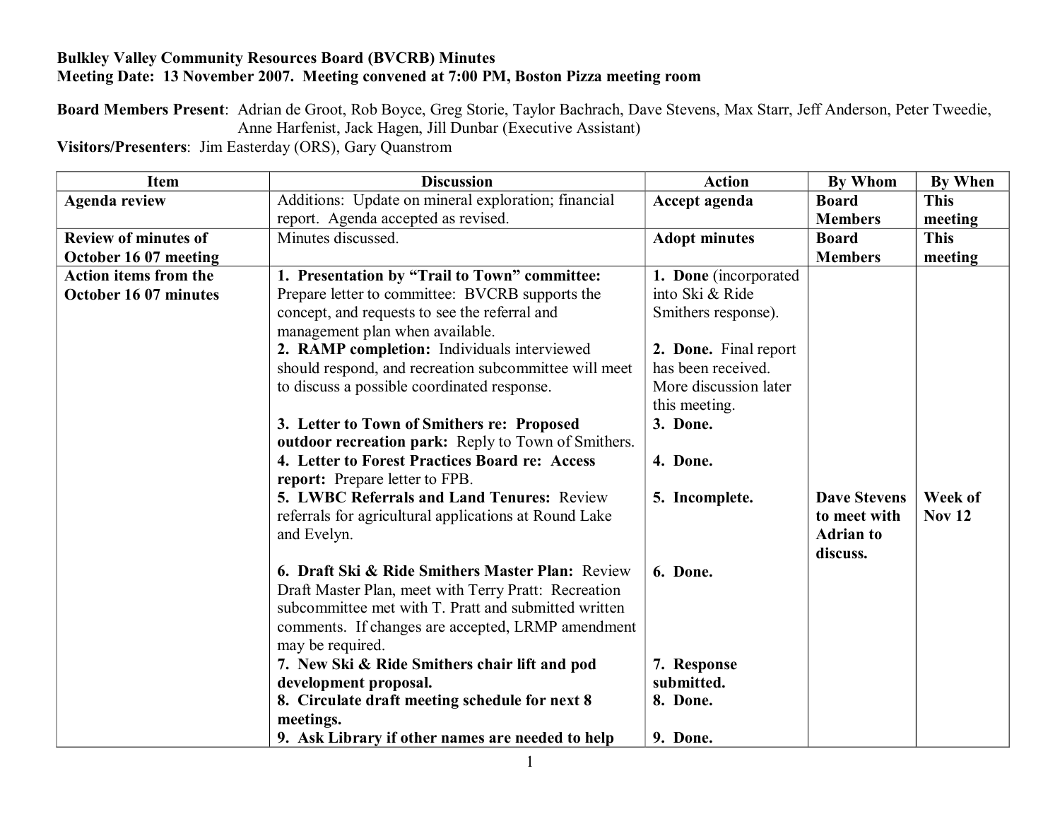**Bulkley Valley Community Resources Board (BVCRB) Minutes**
**Meeting Date: 13 November 2007. Meeting convened at 7:00 PM, Boston Pizza meeting room**

**Board Members Present**: Adrian de Groot, Rob Boyce, Greg Storie, Taylor Bachrach, Dave Stevens, Max Starr, Jeff Anderson, Peter Tweedie, Anne Harfenist, Jack Hagen, Jill Dunbar (Executive Assistant)
**Visitors/Presenters**: Jim Easterday (ORS), Gary Quanstrom

| Item | Discussion | Action | By Whom | By When |
|---|---|---|---|---|
| **Agenda review** | Additions: Update on mineral exploration; financial report. Agenda accepted as revised. | **Accept agenda** | **Board Members** | **This meeting** |
| **Review of minutes of October 16 07 meeting** | Minutes discussed. | **Adopt minutes** | **Board Members** | **This meeting** |
| **Action items from the October 16 07 minutes** | **1. Presentation by "Trail to Town" committee:** Prepare letter to committee: BVCRB supports the concept, and requests to see the referral and management plan when available. | **1. Done** (incorporated into Ski & Ride Smithers response). | | |
| | **2. RAMP completion:** Individuals interviewed should respond, and recreation subcommittee will meet to discuss a possible coordinated response. | **2. Done.** Final report has been received. More discussion later this meeting. | | |
| | **3. Letter to Town of Smithers re: Proposed outdoor recreation park:** Reply to Town of Smithers. | **3. Done.** | | |
| | **4. Letter to Forest Practices Board re: Access report:** Prepare letter to FPB. | **4. Done.** | | |
| | **5. LWBC Referrals and Land Tenures:** Review referrals for agricultural applications at Round Lake and Evelyn. | **5. Incomplete.** | **Dave Stevens to meet with Adrian to discuss.** | **Week of Nov 12** |
| | **6. Draft Ski & Ride Smithers Master Plan:** Review Draft Master Plan, meet with Terry Pratt: Recreation subcommittee met with T. Pratt and submitted written comments. If changes are accepted, LRMP amendment may be required. | **6. Done.** | | |
| | **7. New Ski & Ride Smithers chair lift and pod development proposal.** | **7. Response submitted.** | | |
| | **8. Circulate draft meeting schedule for next 8 meetings.** | **8. Done.** | | |
| | **9. Ask Library if other names are needed to help** | **9. Done.** | | |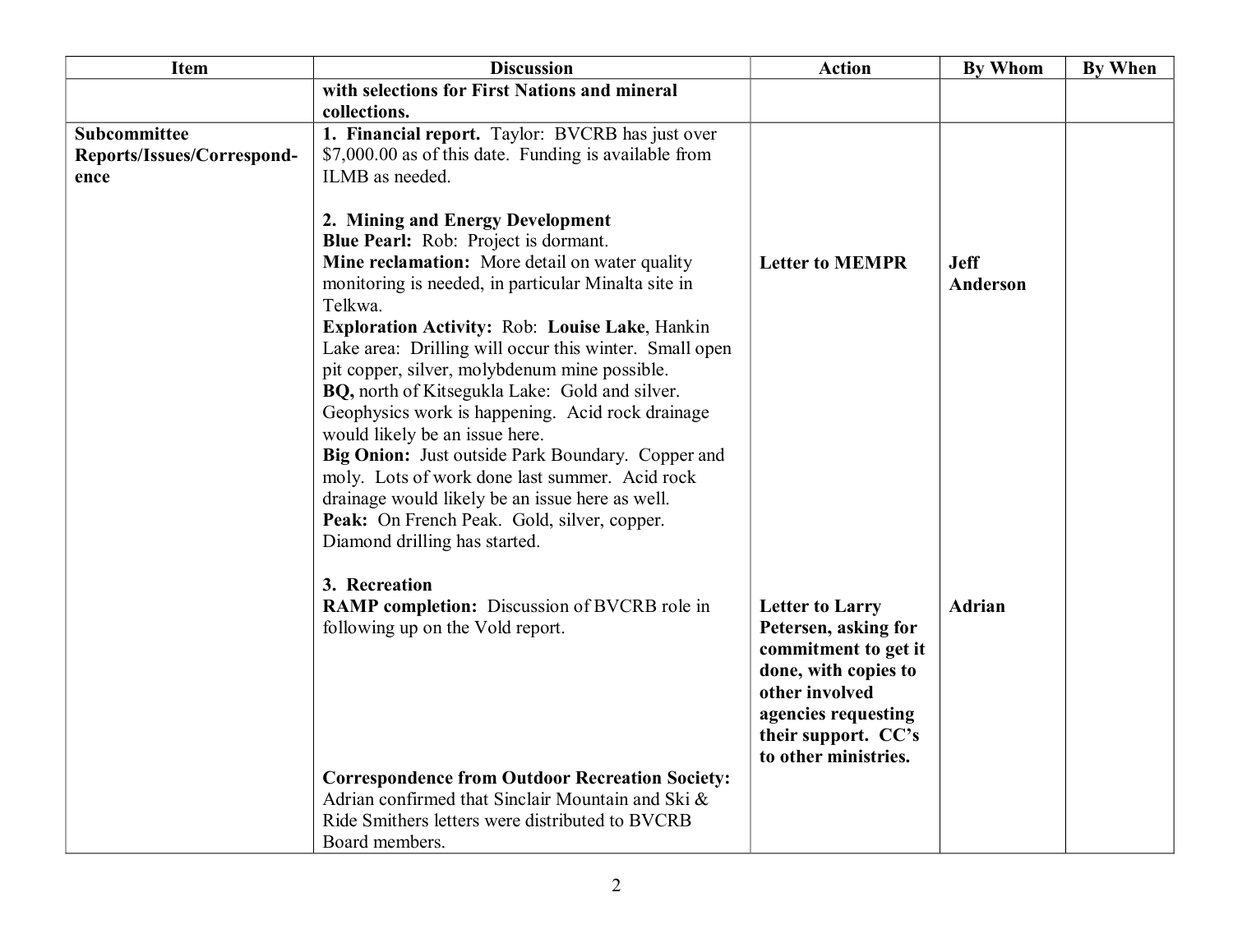| Item | Discussion | Action | By Whom | By When |
|---|---|---|---|---|
| | **with selections for First Nations and mineral collections.** | | | |
| **Subcommittee Reports/Issues/Correspondence** | **1. Financial report.** Taylor: BVCRB has just over $7,000.00 as of this date. Funding is available from ILMB as needed. | | | |
| | **2. Mining and Energy Development**<br>**Blue Pearl:** Rob: Project is dormant.<br>**Mine reclamation:** More detail on water quality monitoring is needed, in particular Minalta site in Telkwa.<br>**Exploration Activity:** Rob: **Louise Lake**, Hankin Lake area: Drilling will occur this winter. Small open pit copper, silver, molybdenum mine possible.<br>**BQ,** north of Kitsegukla Lake: Gold and silver. Geophysics work is happening. Acid rock drainage would likely be an issue here.<br>**Big Onion:** Just outside Park Boundary. Copper and moly. Lots of work done last summer. Acid rock drainage would likely be an issue here as well.<br>**Peak:** On French Peak. Gold, silver, copper. Diamond drilling has started. | **Letter to MEMPR** | **Jeff Anderson** | |
| | **3. Recreation**<br>**RAMP completion:** Discussion of BVCRB role in following up on the Vold report. | **Letter to Larry Petersen, asking for commitment to get it done, with copies to other involved agencies requesting their support. CC's to other ministries.** | **Adrian** | |
| | **Correspondence from Outdoor Recreation Society:** Adrian confirmed that Sinclair Mountain and Ski & Ride Smithers letters were distributed to BVCRB Board members. | | | |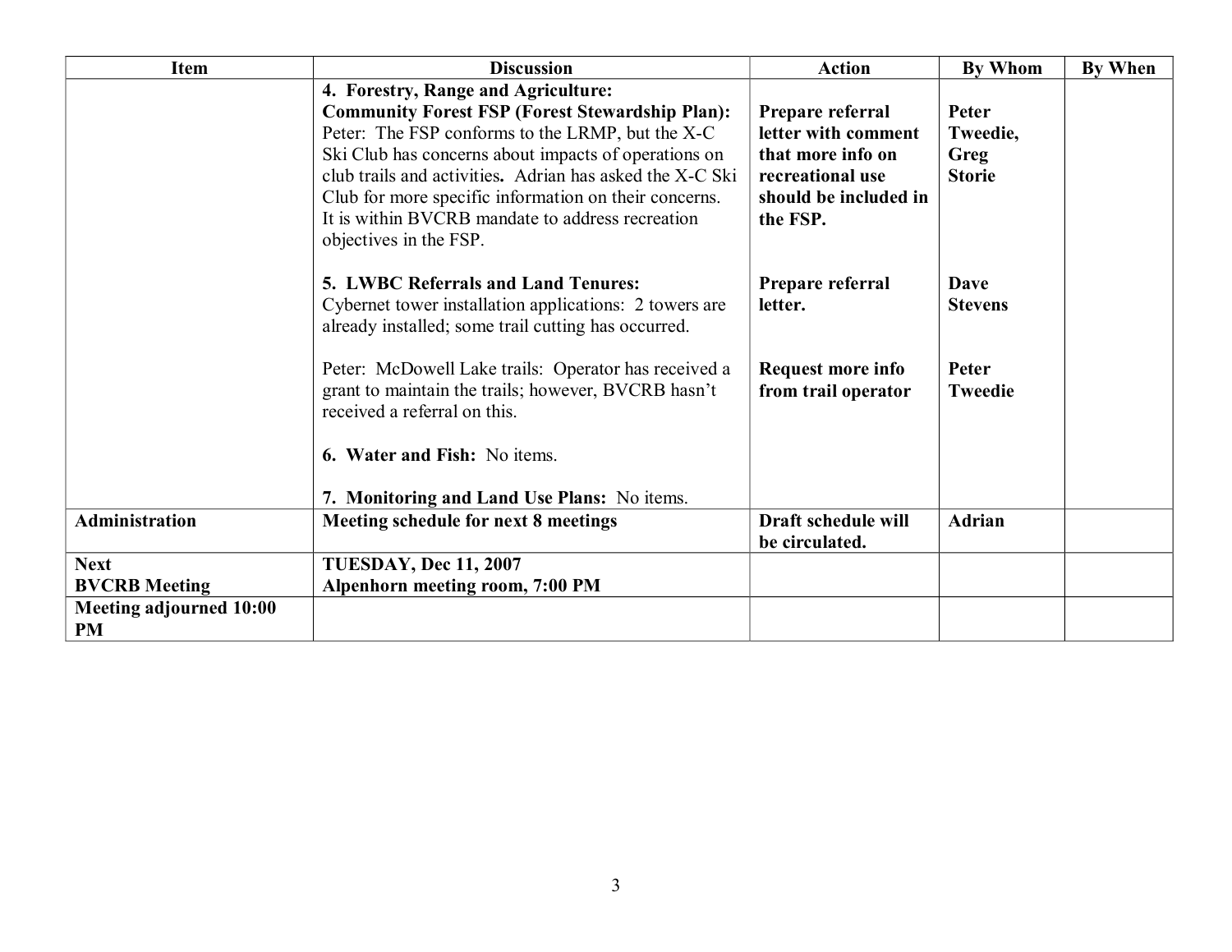| Item | Discussion | Action | By Whom | By When |
|---|---|---|---|---|
| | **4. Forestry, Range and Agriculture:** **Community Forest FSP (Forest Stewardship Plan):** Peter: The FSP conforms to the LRMP, but the X-C Ski Club has concerns about impacts of operations on club trails and activities**.** Adrian has asked the X-C Ski Club for more specific information on their concerns. It is within BVCRB mandate to address recreation objectives in the FSP. | **Prepare referral letter with comment that more info on recreational use should be included in the FSP.** | **Peter Tweedie, Greg Storie** | |
| | **5. LWBC Referrals and Land Tenures:** Cybernet tower installation applications: 2 towers are already installed; some trail cutting has occurred. | **Prepare referral letter.** | **Dave Stevens** | |
| | Peter: McDowell Lake trails: Operator has received a grant to maintain the trails; however, BVCRB hasn't received a referral on this. | **Request more info from trail operator** | **Peter Tweedie** | |
| | **6. Water and Fish:** No items. | | | |
| | **7. Monitoring and Land Use Plans:** No items. | | | |
| **Administration** | **Meeting schedule for next 8 meetings** | **Draft schedule will be circulated.** | **Adrian** | |
| **Next BVCRB Meeting** | **TUESDAY, Dec 11, 2007** **Alpenhorn meeting room, 7:00 PM** | | | |
| **Meeting adjourned 10:00 PM** | | | | |